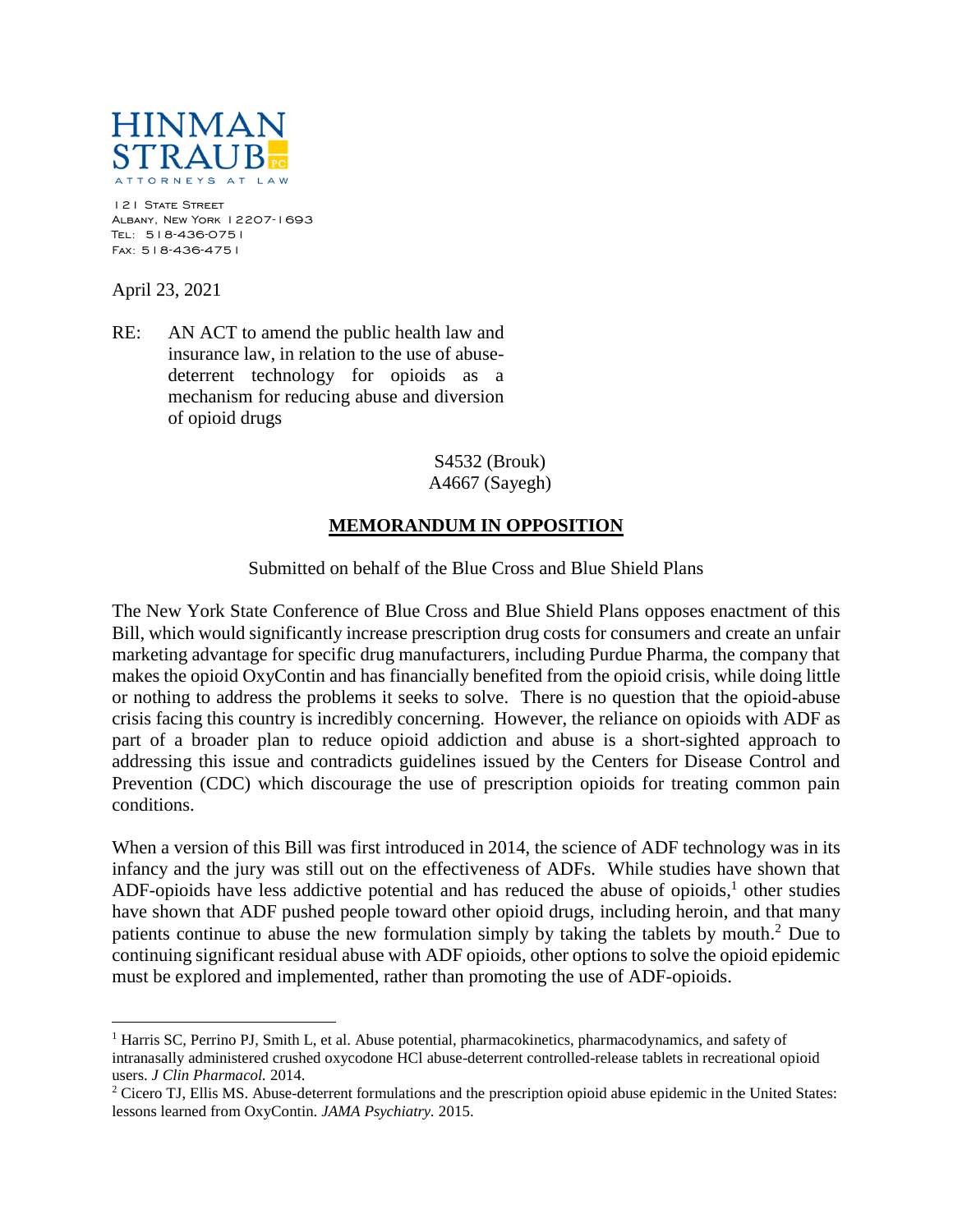HINMAN STRAUB PC

ATTORNEYS AT LAW

121 State Street
Albany, New York 12207-1693
Tel: 518-436-0751
Fax: 518-436-4751

April 23, 2021

RE: AN ACT to amend the public health law and insurance law, in relation to the use of abuse-deterrent technology for opioids as a mechanism for reducing abuse and diversion of opioid drugs

S4532 (Brouk)
A4667 (Sayegh)

## MEMORANDUM IN OPPOSITION

Submitted on behalf of the Blue Cross and Blue Shield Plans

The New York State Conference of Blue Cross and Blue Shield Plans opposes enactment of this Bill, which would significantly increase prescription drug costs for consumers and create an unfair marketing advantage for specific drug manufacturers, including Purdue Pharma, the company that makes the opioid OxyContin and has financially benefited from the opioid crisis, while doing little or nothing to address the problems it seeks to solve. There is no question that the opioid-abuse crisis facing this country is incredibly concerning. However, the reliance on opioids with ADF as part of a broader plan to reduce opioid addiction and abuse is a short-sighted approach to addressing this issue and contradicts guidelines issued by the Centers for Disease Control and Prevention (CDC) which discourage the use of prescription opioids for treating common pain conditions.

When a version of this Bill was first introduced in 2014, the science of ADF technology was in its infancy and the jury was still out on the effectiveness of ADFs. While studies have shown that ADF-opioids have less addictive potential and has reduced the abuse of opioids,[1] other studies have shown that ADF pushed people toward other opioid drugs, including heroin, and that many patients continue to abuse the new formulation simply by taking the tablets by mouth.[2] Due to continuing significant residual abuse with ADF opioids, other options to solve the opioid epidemic must be explored and implemented, rather than promoting the use of ADF-opioids.

---

[1] Harris SC, Perrino PJ, Smith L, et al. Abuse potential, pharmacokinetics, pharmacodynamics, and safety of intranasally administered crushed oxycodone HCl abuse-deterrent controlled-release tablets in recreational opioid users. *J Clin Pharmacol.* 2014.

[2] Cicero TJ, Ellis MS. Abuse-deterrent formulations and the prescription opioid abuse epidemic in the United States: lessons learned from OxyContin. *JAMA Psychiatry.* 2015.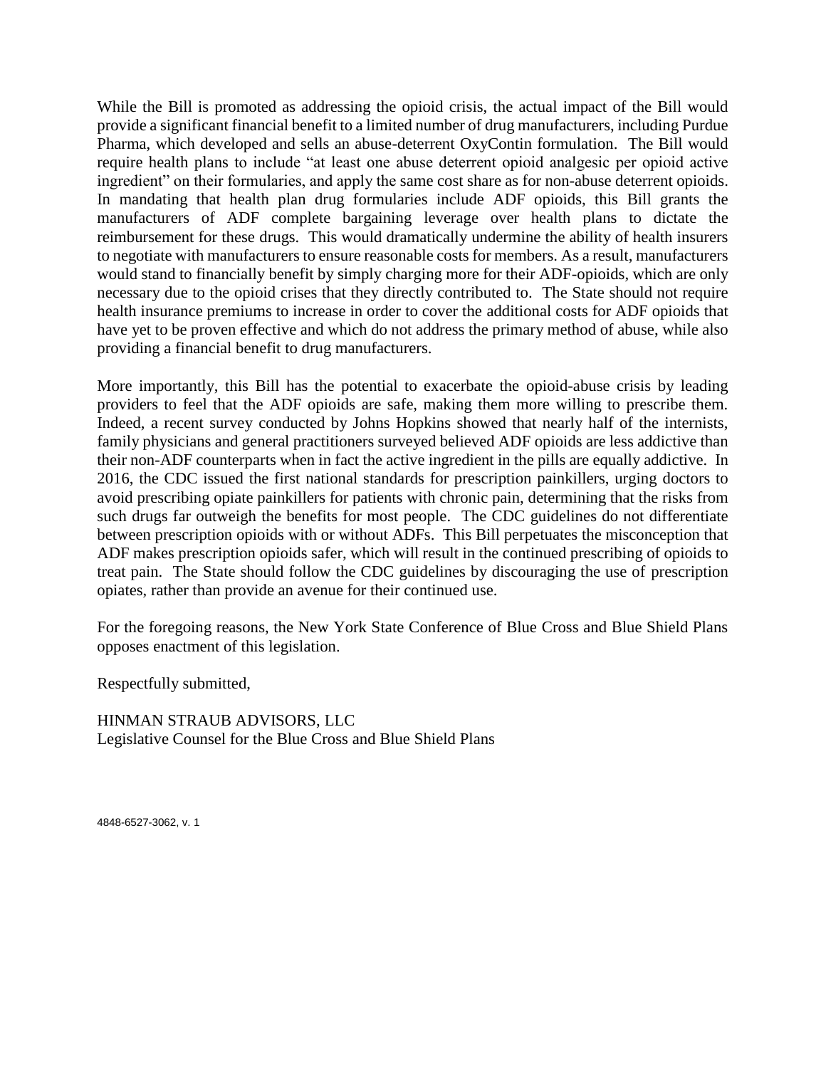While the Bill is promoted as addressing the opioid crisis, the actual impact of the Bill would provide a significant financial benefit to a limited number of drug manufacturers, including Purdue Pharma, which developed and sells an abuse-deterrent OxyContin formulation. The Bill would require health plans to include "at least one abuse deterrent opioid analgesic per opioid active ingredient" on their formularies, and apply the same cost share as for non-abuse deterrent opioids. In mandating that health plan drug formularies include ADF opioids, this Bill grants the manufacturers of ADF complete bargaining leverage over health plans to dictate the reimbursement for these drugs. This would dramatically undermine the ability of health insurers to negotiate with manufacturers to ensure reasonable costs for members. As a result, manufacturers would stand to financially benefit by simply charging more for their ADF-opioids, which are only necessary due to the opioid crises that they directly contributed to. The State should not require health insurance premiums to increase in order to cover the additional costs for ADF opioids that have yet to be proven effective and which do not address the primary method of abuse, while also providing a financial benefit to drug manufacturers.

More importantly, this Bill has the potential to exacerbate the opioid-abuse crisis by leading providers to feel that the ADF opioids are safe, making them more willing to prescribe them. Indeed, a recent survey conducted by Johns Hopkins showed that nearly half of the internists, family physicians and general practitioners surveyed believed ADF opioids are less addictive than their non-ADF counterparts when in fact the active ingredient in the pills are equally addictive. In 2016, the CDC issued the first national standards for prescription painkillers, urging doctors to avoid prescribing opiate painkillers for patients with chronic pain, determining that the risks from such drugs far outweigh the benefits for most people. The CDC guidelines do not differentiate between prescription opioids with or without ADFs. This Bill perpetuates the misconception that ADF makes prescription opioids safer, which will result in the continued prescribing of opioids to treat pain. The State should follow the CDC guidelines by discouraging the use of prescription opiates, rather than provide an avenue for their continued use.

For the foregoing reasons, the New York State Conference of Blue Cross and Blue Shield Plans opposes enactment of this legislation.

Respectfully submitted,

HINMAN STRAUB ADVISORS, LLC
Legislative Counsel for the Blue Cross and Blue Shield Plans

4848-6527-3062, v. 1